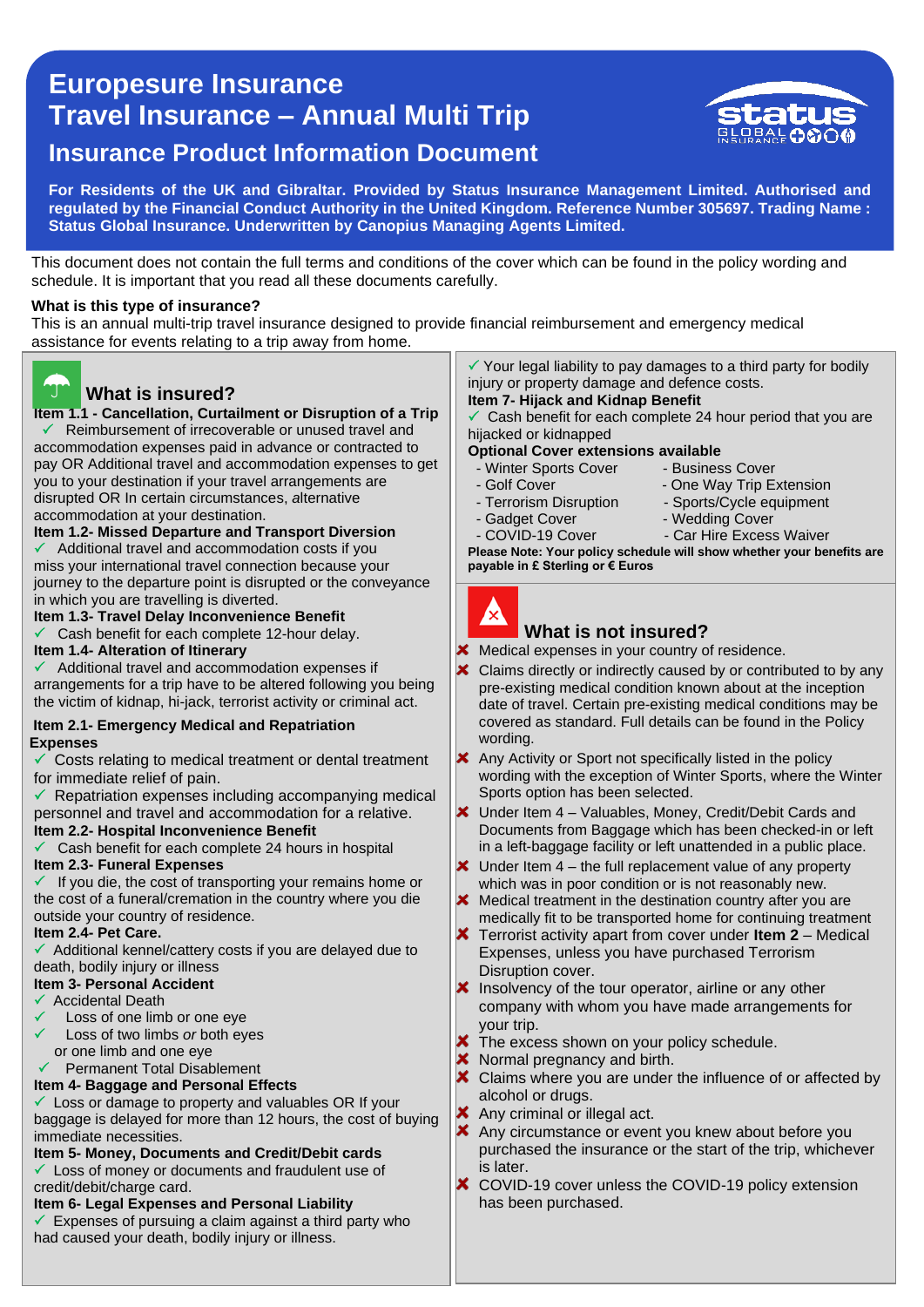# Europesure Insurance
# Travel Insurance – Annual Multi Trip
## Insurance Product Information Document

**For Residents of the UK and Gibraltar. Provided by Status Insurance Management Limited. Authorised and regulated by the Financial Conduct Authority in the United Kingdom. Reference Number 305697. Trading Name : Status Global Insurance. Underwritten by Canopius Managing Agents Limited.**

This document does not contain the full terms and conditions of the cover which can be found in the policy wording and schedule. It is important that you read all these documents carefully.

**What is this type of insurance?**
This is an annual multi-trip travel insurance designed to provide financial reimbursement and emergency medical assistance for events relating to a trip away from home.

## What is insured?

**Item 1.1 - Cancellation, Curtailment or Disruption of a Trip**
✓ Reimbursement of irrecoverable or unused travel and accommodation expenses paid in advance or contracted to pay OR Additional travel and accommodation expenses to get you to your destination if your travel arrangements are disrupted OR In certain circumstances, *a*lternative accommodation at your destination.

**Item 1.2- Missed Departure and Transport Diversion**
✓ Additional travel and accommodation costs if you miss your international travel connection because your journey to the departure point is disrupted or the conveyance in which you are travelling is diverted.

**Item 1.3- Travel Delay Inconvenience Benefit**
✓ Cash benefit for each complete 12-hour delay.

**Item 1.4- Alteration of Itinerary**
✓ Additional travel and accommodation expenses if arrangements for a trip have to be altered following you being the victim of kidnap, hi-jack, terrorist activity or criminal act.

**Item 2.1- Emergency Medical and Repatriation Expenses**
✓ Costs relating to medical treatment or dental treatment for immediate relief of pain.
✓ Repatriation expenses including accompanying medical personnel and travel and accommodation for a relative.

**Item 2.2- Hospital Inconvenience Benefit**
✓ Cash benefit for each complete 24 hours in hospital

**Item 2.3- Funeral Expenses**
✓ If you die, the cost of transporting your remains home or the cost of a funeral/cremation in the country where you die outside your country of residence.

**Item 2.4- Pet Care.**
✓ Additional kennel/cattery costs if you are delayed due to death, bodily injury or illness

**Item 3- Personal Accident**
✓ Accidental Death
✓ Loss of one limb or one eye
✓ Loss of two limbs *or* both eyes or one limb and one eye
✓ Permanent Total Disablement

**Item 4- Baggage and Personal Effects**
✓ Loss or damage to property and valuables OR If your baggage is delayed for more than 12 hours, the cost of buying immediate necessities.

**Item 5- Money, Documents and Credit/Debit cards**
✓ Loss of money or documents and fraudulent use of credit/debit/charge card.

**Item 6- Legal Expenses and Personal Liability**
✓ Expenses of pursuing a claim against a third party who had caused your death, bodily injury or illness.
✓ Your legal liability to pay damages to a third party for bodily injury or property damage and defence costs.

**Item 7- Hijack and Kidnap Benefit**
✓ Cash benefit for each complete 24 hour period that you are hijacked or kidnapped

**Optional Cover extensions available**

- Winter Sports Cover
- Golf Cover
- Terrorism Disruption
- Gadget Cover
- COVID-19 Cover
- Business Cover
- One Way Trip Extension
- Sports/Cycle equipment
- Wedding Cover
- Car Hire Excess Waiver

**Please Note: Your policy schedule will show whether your benefits are payable in £ Sterling or € Euros**

## What is not insured?

✗ Medical expenses in your country of residence.
✗ Claims directly or indirectly caused by or contributed to by any pre-existing medical condition known about at the inception date of travel. Certain pre-existing medical conditions may be covered as standard. Full details can be found in the Policy wording.
✗ Any Activity or Sport not specifically listed in the policy wording with the exception of Winter Sports, where the Winter Sports option has been selected.
✗ Under Item 4 – Valuables, Money, Credit/Debit Cards and Documents from Baggage which has been checked-in or left in a left-baggage facility or left unattended in a public place.
✗ Under Item 4 – the full replacement value of any property which was in poor condition or is not reasonably new.
✗ Medical treatment in the destination country after you are medically fit to be transported home for continuing treatment
✗ Terrorist activity apart from cover under **Item 2** – Medical Expenses, unless you have purchased Terrorism Disruption cover.
✗ Insolvency of the tour operator, airline or any other company with whom you have made arrangements for your trip.
✗ The excess shown on your policy schedule.
✗ Normal pregnancy and birth.
✗ Claims where you are under the influence of or affected by alcohol or drugs.
✗ Any criminal or illegal act.
✗ Any circumstance or event you knew about before you purchased the insurance or the start of the trip, whichever is later.
✗ COVID-19 cover unless the COVID-19 policy extension has been purchased.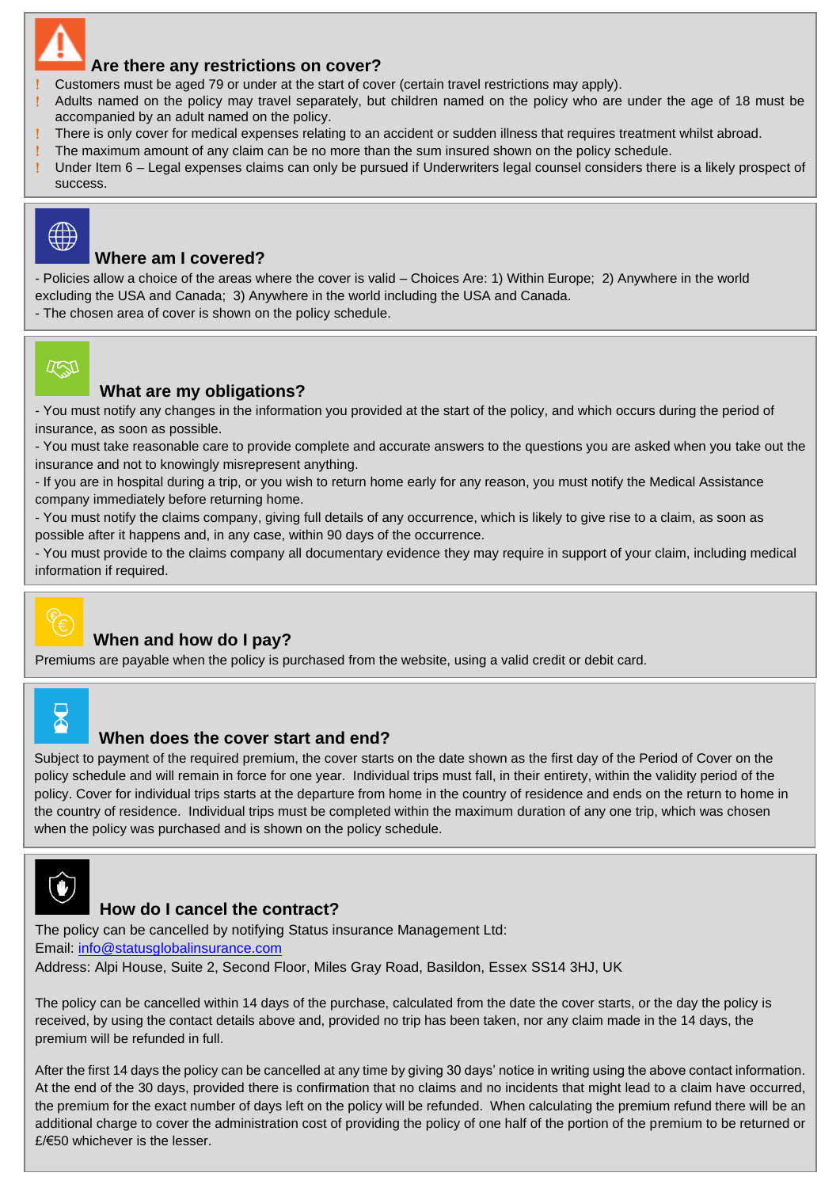## Are there any restrictions on cover?

- ! Customers must be aged 79 or under at the start of cover (certain travel restrictions may apply).
- ! Adults named on the policy may travel separately, but children named on the policy who are under the age of 18 must be accompanied by an adult named on the policy.
- ! There is only cover for medical expenses relating to an accident or sudden illness that requires treatment whilst abroad.
- ! The maximum amount of any claim can be no more than the sum insured shown on the policy schedule.
- ! Under Item 6 – Legal expenses claims can only be pursued if Underwriters legal counsel considers there is a likely prospect of success.

## Where am I covered?

- Policies allow a choice of the areas where the cover is valid – Choices Are: 1) Within Europe; 2) Anywhere in the world excluding the USA and Canada; 3) Anywhere in the world including the USA and Canada.
- The chosen area of cover is shown on the policy schedule.

## What are my obligations?

- You must notify any changes in the information you provided at the start of the policy, and which occurs during the period of insurance, as soon as possible.
- You must take reasonable care to provide complete and accurate answers to the questions you are asked when you take out the insurance and not to knowingly misrepresent anything.
- If you are in hospital during a trip, or you wish to return home early for any reason, you must notify the Medical Assistance company immediately before returning home.
- You must notify the claims company, giving full details of any occurrence, which is likely to give rise to a claim, as soon as possible after it happens and, in any case, within 90 days of the occurrence.
- You must provide to the claims company all documentary evidence they may require in support of your claim, including medical information if required.

## When and how do I pay?

Premiums are payable when the policy is purchased from the website, using a valid credit or debit card.

## When does the cover start and end?

Subject to payment of the required premium, the cover starts on the date shown as the first day of the Period of Cover on the policy schedule and will remain in force for one year. Individual trips must fall, in their entirety, within the validity period of the policy. Cover for individual trips starts at the departure from home in the country of residence and ends on the return to home in the country of residence. Individual trips must be completed within the maximum duration of any one trip, which was chosen when the policy was purchased and is shown on the policy schedule.

## How do I cancel the contract?

The policy can be cancelled by notifying Status insurance Management Ltd:
Email: info@statusglobalinsurance.com
Address: Alpi House, Suite 2, Second Floor, Miles Gray Road, Basildon, Essex SS14 3HJ, UK

The policy can be cancelled within 14 days of the purchase, calculated from the date the cover starts, or the day the policy is received, by using the contact details above and, provided no trip has been taken, nor any claim made in the 14 days, the premium will be refunded in full.

After the first 14 days the policy can be cancelled at any time by giving 30 days' notice in writing using the above contact information. At the end of the 30 days, provided there is confirmation that no claims and no incidents that might lead to a claim have occurred, the premium for the exact number of days left on the policy will be refunded. When calculating the premium refund there will be an additional charge to cover the administration cost of providing the policy of one half of the portion of the premium to be returned or £/€50 whichever is the lesser.